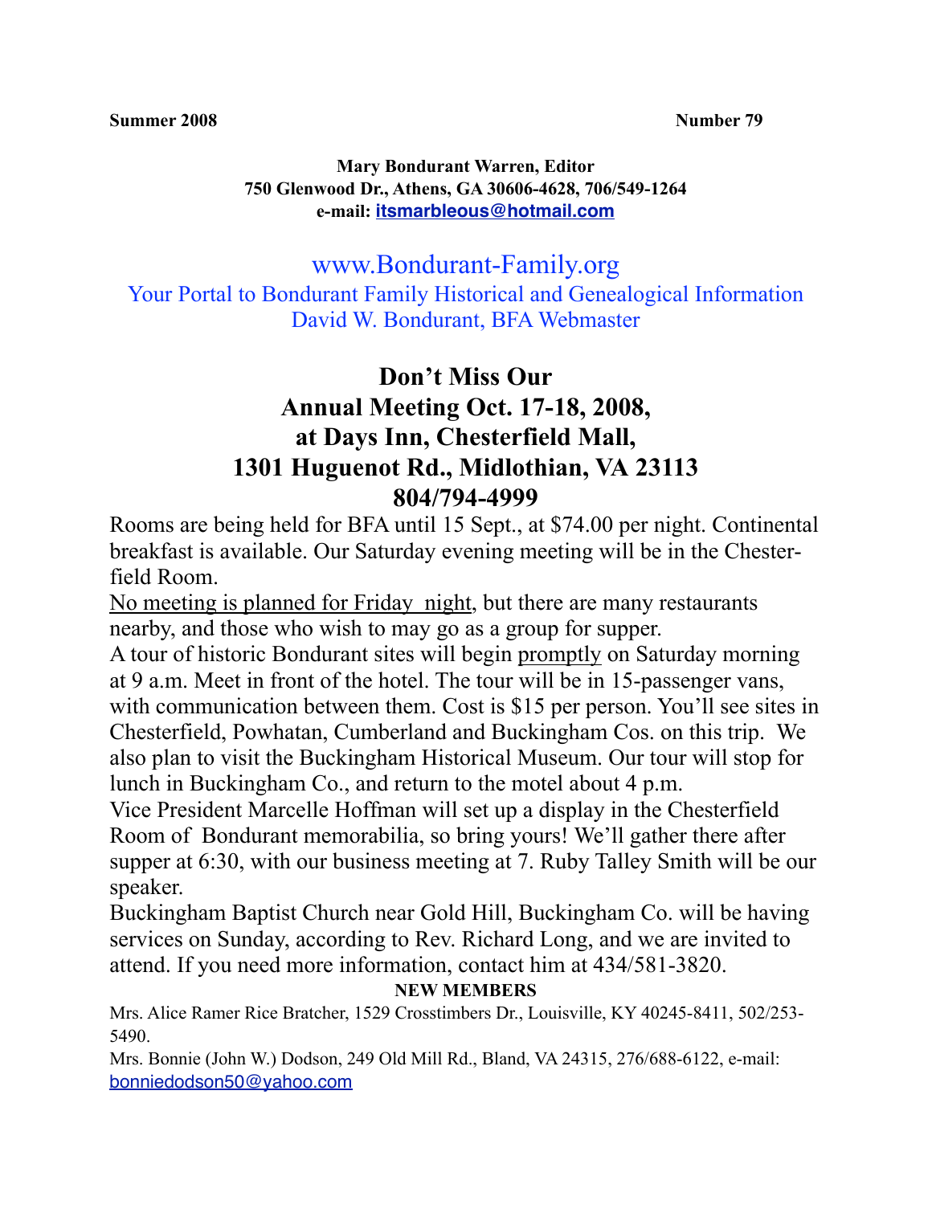**Summer 2008** **Number 79**

**Mary Bondurant Warren, Editor**
**750 Glenwood Dr., Athens, GA 30606-4628, 706/549-1264**
**e-mail: itsmarbleous@hotmail.com**

www.Bondurant-Family.org
Your Portal to Bondurant Family Historical and Genealogical Information
David W. Bondurant, BFA Webmaster

# Don't Miss Our Annual Meeting Oct. 17-18, 2008, at Days Inn, Chesterfield Mall, 1301 Huguenot Rd., Midlothian, VA 23113 804/794-4999

Rooms are being held for BFA until 15 Sept., at $74.00 per night. Continental breakfast is available. Our Saturday evening meeting will be in the Chesterfield Room.

No meeting is planned for Friday night, but there are many restaurants nearby, and those who wish to may go as a group for supper.

A tour of historic Bondurant sites will begin promptly on Saturday morning at 9 a.m. Meet in front of the hotel. The tour will be in 15-passenger vans, with communication between them. Cost is $15 per person. You'll see sites in Chesterfield, Powhatan, Cumberland and Buckingham Cos. on this trip. We also plan to visit the Buckingham Historical Museum. Our tour will stop for lunch in Buckingham Co., and return to the motel about 4 p.m.

Vice President Marcelle Hoffman will set up a display in the Chesterfield Room of Bondurant memorabilia, so bring yours! We'll gather there after supper at 6:30, with our business meeting at 7. Ruby Talley Smith will be our speaker.

Buckingham Baptist Church near Gold Hill, Buckingham Co. will be having services on Sunday, according to Rev. Richard Long, and we are invited to attend. If you need more information, contact him at 434/581-3820.

**NEW MEMBERS**

Mrs. Alice Ramer Rice Bratcher, 1529 Crosstimbers Dr., Louisville, KY 40245-8411, 502/253-5490.

Mrs. Bonnie (John W.) Dodson, 249 Old Mill Rd., Bland, VA 24315, 276/688-6122, e-mail: bonniedodson50@yahoo.com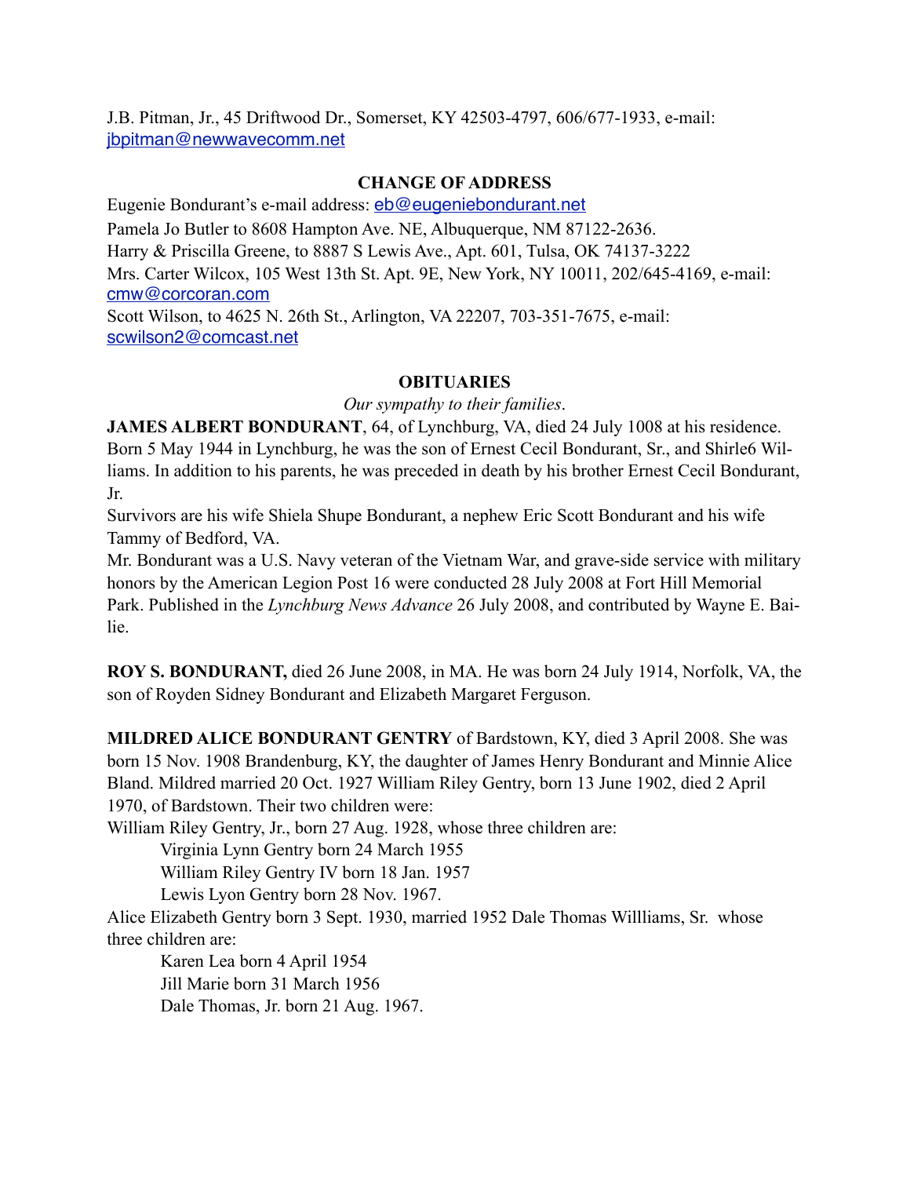J.B. Pitman, Jr., 45 Driftwood Dr., Somerset, KY 42503-4797, 606/677-1933, e-mail: jbpitman@newwavecomm.net

## CHANGE OF ADDRESS

Eugenie Bondurant's e-mail address: eb@eugeniebondurant.net

Pamela Jo Butler to 8608 Hampton Ave. NE, Albuquerque, NM 87122-2636.

Harry & Priscilla Greene, to 8887 S Lewis Ave., Apt. 601, Tulsa, OK 74137-3222

Mrs. Carter Wilcox, 105 West 13th St. Apt. 9E, New York, NY 10011, 202/645-4169, e-mail: cmw@corcoran.com

Scott Wilson, to 4625 N. 26th St., Arlington, VA 22207, 703-351-7675, e-mail: scwilson2@comcast.net

## OBITUARIES

*Our sympathy to their families*.

**JAMES ALBERT BONDURANT**, 64, of Lynchburg, VA, died 24 July 1008 at his residence. Born 5 May 1944 in Lynchburg, he was the son of Ernest Cecil Bondurant, Sr., and Shirle6 Williams. In addition to his parents, he was preceded in death by his brother Ernest Cecil Bondurant, Jr.

Survivors are his wife Shiela Shupe Bondurant, a nephew Eric Scott Bondurant and his wife Tammy of Bedford, VA.

Mr. Bondurant was a U.S. Navy veteran of the Vietnam War, and grave-side service with military honors by the American Legion Post 16 were conducted 28 July 2008 at Fort Hill Memorial Park. Published in the *Lynchburg News Advance* 26 July 2008, and contributed by Wayne E. Bailie.

**ROY S. BONDURANT,** died 26 June 2008, in MA. He was born 24 July 1914, Norfolk, VA, the son of Royden Sidney Bondurant and Elizabeth Margaret Ferguson.

**MILDRED ALICE BONDURANT GENTRY** of Bardstown, KY, died 3 April 2008. She was born 15 Nov. 1908 Brandenburg, KY, the daughter of James Henry Bondurant and Minnie Alice Bland. Mildred married 20 Oct. 1927 William Riley Gentry, born 13 June 1902, died 2 April 1970, of Bardstown. Their two children were:

William Riley Gentry, Jr., born 27 Aug. 1928, whose three children are:

- Virginia Lynn Gentry born 24 March 1955
- William Riley Gentry IV born 18 Jan. 1957
- Lewis Lyon Gentry born 28 Nov. 1967.

Alice Elizabeth Gentry born 3 Sept. 1930, married 1952 Dale Thomas Willliams, Sr. whose three children are:

- Karen Lea born 4 April 1954
- Jill Marie born 31 March 1956
- Dale Thomas, Jr. born 21 Aug. 1967.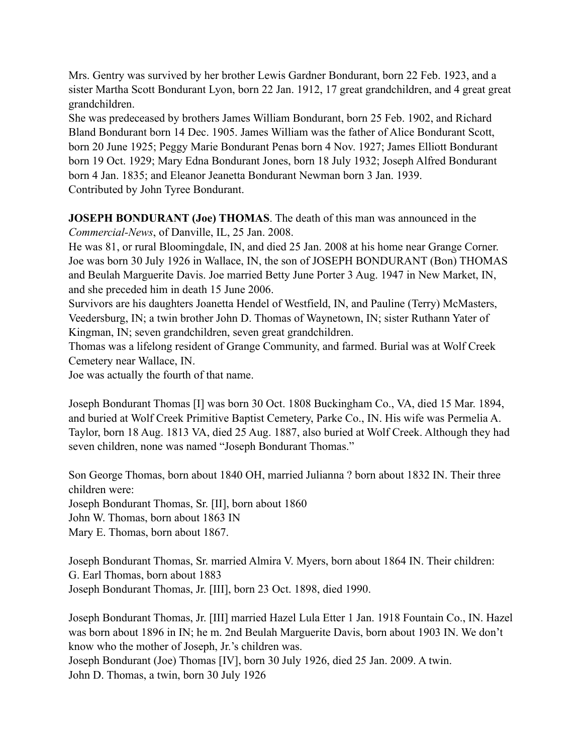Mrs. Gentry was survived by her brother Lewis Gardner Bondurant, born 22 Feb. 1923, and a sister Martha Scott Bondurant Lyon, born 22 Jan. 1912, 17 great grandchildren, and 4 great great grandchildren.

She was predeceased by brothers James William Bondurant, born 25 Feb. 1902, and Richard Bland Bondurant born 14 Dec. 1905. James William was the father of Alice Bondurant Scott, born 20 June 1925; Peggy Marie Bondurant Penas born 4 Nov. 1927; James Elliott Bondurant born 19 Oct. 1929; Mary Edna Bondurant Jones, born 18 July 1932; Joseph Alfred Bondurant born 4 Jan. 1835; and Eleanor Jeanetta Bondurant Newman born 3 Jan. 1939.

Contributed by John Tyree Bondurant.

**JOSEPH BONDURANT (Joe) THOMAS**. The death of this man was announced in the *Commercial-News*, of Danville, IL, 25 Jan. 2008.

He was 81, or rural Bloomingdale, IN, and died 25 Jan. 2008 at his home near Grange Corner. Joe was born 30 July 1926 in Wallace, IN, the son of JOSEPH BONDURANT (Bon) THOMAS and Beulah Marguerite Davis. Joe married Betty June Porter 3 Aug. 1947 in New Market, IN, and she preceded him in death 15 June 2006.

Survivors are his daughters Joanetta Hendel of Westfield, IN, and Pauline (Terry) McMasters, Veedersburg, IN; a twin brother John D. Thomas of Waynetown, IN; sister Ruthann Yater of Kingman, IN; seven grandchildren, seven great grandchildren.

Thomas was a lifelong resident of Grange Community, and farmed. Burial was at Wolf Creek Cemetery near Wallace, IN.

Joe was actually the fourth of that name.

Joseph Bondurant Thomas [I] was born 30 Oct. 1808 Buckingham Co., VA, died 15 Mar. 1894, and buried at Wolf Creek Primitive Baptist Cemetery, Parke Co., IN. His wife was Permelia A. Taylor, born 18 Aug. 1813 VA, died 25 Aug. 1887, also buried at Wolf Creek. Although they had seven children, none was named "Joseph Bondurant Thomas."

Son George Thomas, born about 1840 OH, married Julianna ? born about 1832 IN. Their three children were:

Joseph Bondurant Thomas, Sr. [II], born about 1860
John W. Thomas, born about 1863 IN
Mary E. Thomas, born about 1867.

Joseph Bondurant Thomas, Sr. married Almira V. Myers, born about 1864 IN. Their children:
G. Earl Thomas, born about 1883
Joseph Bondurant Thomas, Jr. [III], born 23 Oct. 1898, died 1990.

Joseph Bondurant Thomas, Jr. [III] married Hazel Lula Etter 1 Jan. 1918 Fountain Co., IN. Hazel was born about 1896 in IN; he m. 2nd Beulah Marguerite Davis, born about 1903 IN. We don't know who the mother of Joseph, Jr.'s children was.

Joseph Bondurant (Joe) Thomas [IV], born 30 July 1926, died 25 Jan. 2009. A twin.
John D. Thomas, a twin, born 30 July 1926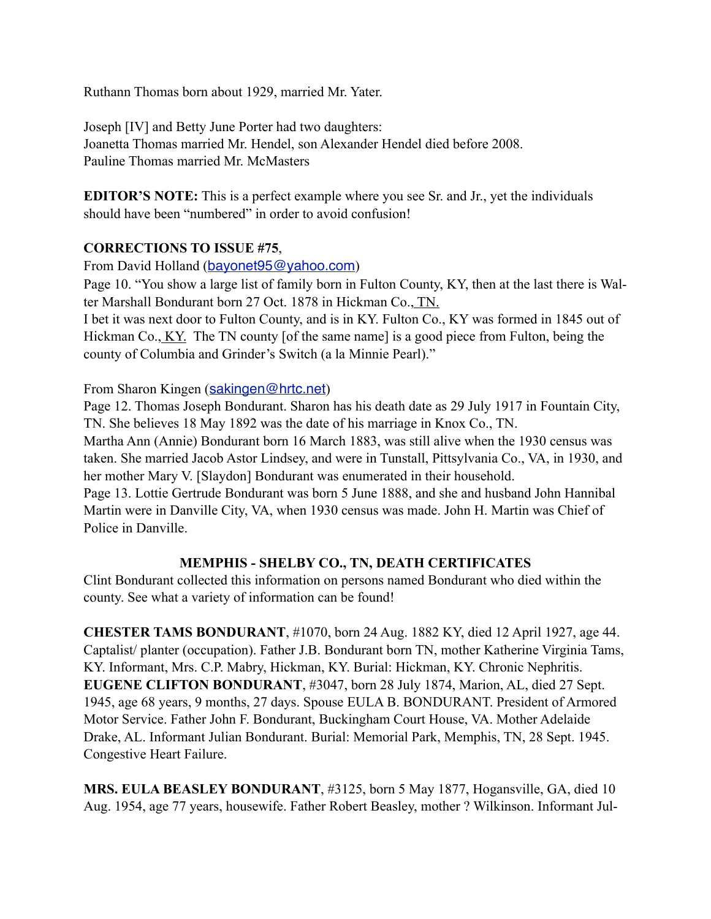Ruthann Thomas born about 1929, married Mr. Yater.

Joseph [IV] and Betty June Porter had two daughters:
Joanetta Thomas married Mr. Hendel, son Alexander Hendel died before 2008.
Pauline Thomas married Mr. McMasters

**EDITOR'S NOTE:** This is a perfect example where you see Sr. and Jr., yet the individuals should have been "numbered" in order to avoid confusion!

**CORRECTIONS TO ISSUE #75**,

From David Holland (bayonet95@yahoo.com)
Page 10. "You show a large list of family born in Fulton County, KY, then at the last there is Walter Marshall Bondurant born 27 Oct. 1878 in Hickman Co., TN.
I bet it was next door to Fulton County, and is in KY. Fulton Co., KY was formed in 1845 out of Hickman Co., KY. The TN county [of the same name] is a good piece from Fulton, being the county of Columbia and Grinder's Switch (a la Minnie Pearl)."

From Sharon Kingen (sakingen@hrtc.net)
Page 12. Thomas Joseph Bondurant. Sharon has his death date as 29 July 1917 in Fountain City, TN. She believes 18 May 1892 was the date of his marriage in Knox Co., TN.
Martha Ann (Annie) Bondurant born 16 March 1883, was still alive when the 1930 census was taken. She married Jacob Astor Lindsey, and were in Tunstall, Pittsylvania Co., VA, in 1930, and her mother Mary V. [Slaydon] Bondurant was enumerated in their household.
Page 13. Lottie Gertrude Bondurant was born 5 June 1888, and she and husband John Hannibal Martin were in Danville City, VA, when 1930 census was made. John H. Martin was Chief of Police in Danville.

## MEMPHIS - SHELBY CO., TN, DEATH CERTIFICATES

Clint Bondurant collected this information on persons named Bondurant who died within the county. See what a variety of information can be found!

**CHESTER TAMS BONDURANT**, #1070, born 24 Aug. 1882 KY, died 12 April 1927, age 44. Captalist/ planter (occupation). Father J.B. Bondurant born TN, mother Katherine Virginia Tams, KY. Informant, Mrs. C.P. Mabry, Hickman, KY. Burial: Hickman, KY. Chronic Nephritis.
**EUGENE CLIFTON BONDURANT**, #3047, born 28 July 1874, Marion, AL, died 27 Sept. 1945, age 68 years, 9 months, 27 days. Spouse EULA B. BONDURANT. President of Armored Motor Service. Father John F. Bondurant, Buckingham Court House, VA. Mother Adelaide Drake, AL. Informant Julian Bondurant. Burial: Memorial Park, Memphis, TN, 28 Sept. 1945. Congestive Heart Failure.

**MRS. EULA BEASLEY BONDURANT**, #3125, born 5 May 1877, Hogansville, GA, died 10 Aug. 1954, age 77 years, housewife. Father Robert Beasley, mother ? Wilkinson. Informant Jul-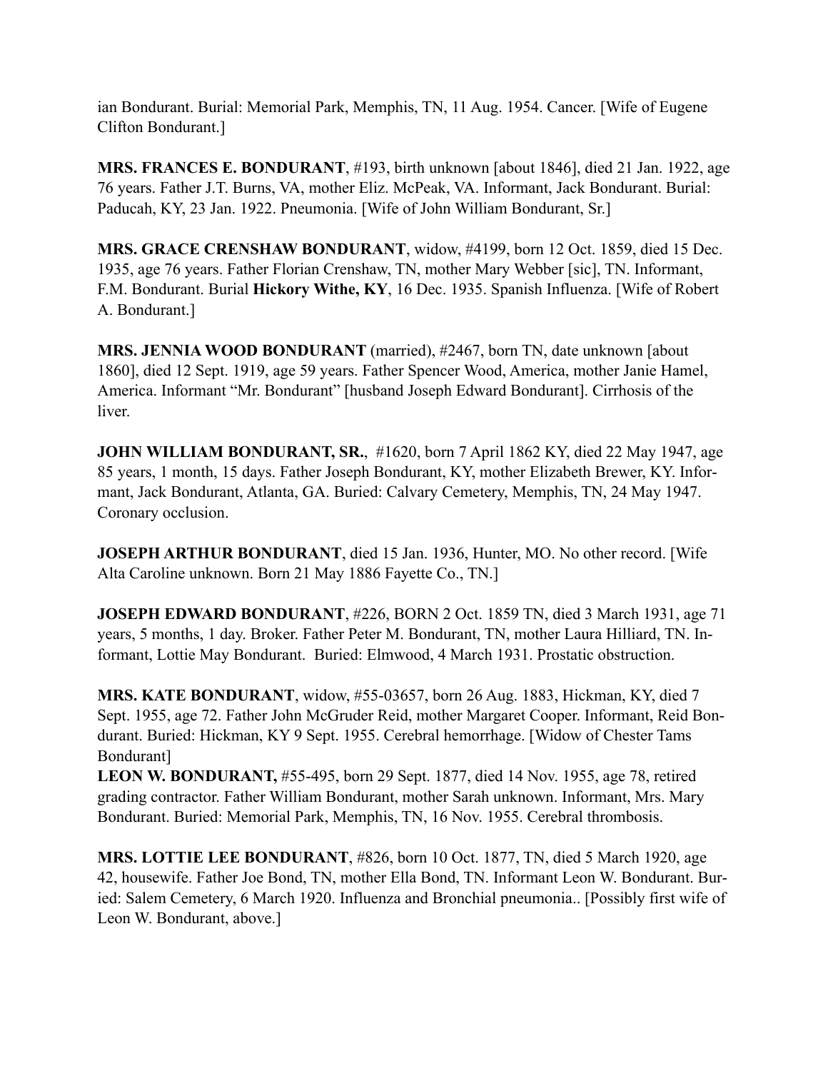ian Bondurant. Burial: Memorial Park, Memphis, TN, 11 Aug. 1954. Cancer. [Wife of Eugene Clifton Bondurant.]

**MRS. FRANCES E. BONDURANT**, #193, birth unknown [about 1846], died 21 Jan. 1922, age 76 years. Father J.T. Burns, VA, mother Eliz. McPeak, VA. Informant, Jack Bondurant. Burial: Paducah, KY, 23 Jan. 1922. Pneumonia. [Wife of John William Bondurant, Sr.]

**MRS. GRACE CRENSHAW BONDURANT**, widow, #4199, born 12 Oct. 1859, died 15 Dec. 1935, age 76 years. Father Florian Crenshaw, TN, mother Mary Webber [sic], TN. Informant, F.M. Bondurant. Burial **Hickory Withe, KY**, 16 Dec. 1935. Spanish Influenza. [Wife of Robert A. Bondurant.]

**MRS. JENNIA WOOD BONDURANT** (married), #2467, born TN, date unknown [about 1860], died 12 Sept. 1919, age 59 years. Father Spencer Wood, America, mother Janie Hamel, America. Informant "Mr. Bondurant" [husband Joseph Edward Bondurant]. Cirrhosis of the liver.

**JOHN WILLIAM BONDURANT, SR.**, #1620, born 7 April 1862 KY, died 22 May 1947, age 85 years, 1 month, 15 days. Father Joseph Bondurant, KY, mother Elizabeth Brewer, KY. Informant, Jack Bondurant, Atlanta, GA. Buried: Calvary Cemetery, Memphis, TN, 24 May 1947. Coronary occlusion.

**JOSEPH ARTHUR BONDURANT**, died 15 Jan. 1936, Hunter, MO. No other record. [Wife Alta Caroline unknown. Born 21 May 1886 Fayette Co., TN.]

**JOSEPH EDWARD BONDURANT**, #226, BORN 2 Oct. 1859 TN, died 3 March 1931, age 71 years, 5 months, 1 day. Broker. Father Peter M. Bondurant, TN, mother Laura Hilliard, TN. Informant, Lottie May Bondurant. Buried: Elmwood, 4 March 1931. Prostatic obstruction.

**MRS. KATE BONDURANT**, widow, #55-03657, born 26 Aug. 1883, Hickman, KY, died 7 Sept. 1955, age 72. Father John McGruder Reid, mother Margaret Cooper. Informant, Reid Bondurant. Buried: Hickman, KY 9 Sept. 1955. Cerebral hemorrhage. [Widow of Chester Tams Bondurant]

**LEON W. BONDURANT,** #55-495, born 29 Sept. 1877, died 14 Nov. 1955, age 78, retired grading contractor. Father William Bondurant, mother Sarah unknown. Informant, Mrs. Mary Bondurant. Buried: Memorial Park, Memphis, TN, 16 Nov. 1955. Cerebral thrombosis.

**MRS. LOTTIE LEE BONDURANT**, #826, born 10 Oct. 1877, TN, died 5 March 1920, age 42, housewife. Father Joe Bond, TN, mother Ella Bond, TN. Informant Leon W. Bondurant. Buried: Salem Cemetery, 6 March 1920. Influenza and Bronchial pneumonia.. [Possibly first wife of Leon W. Bondurant, above.]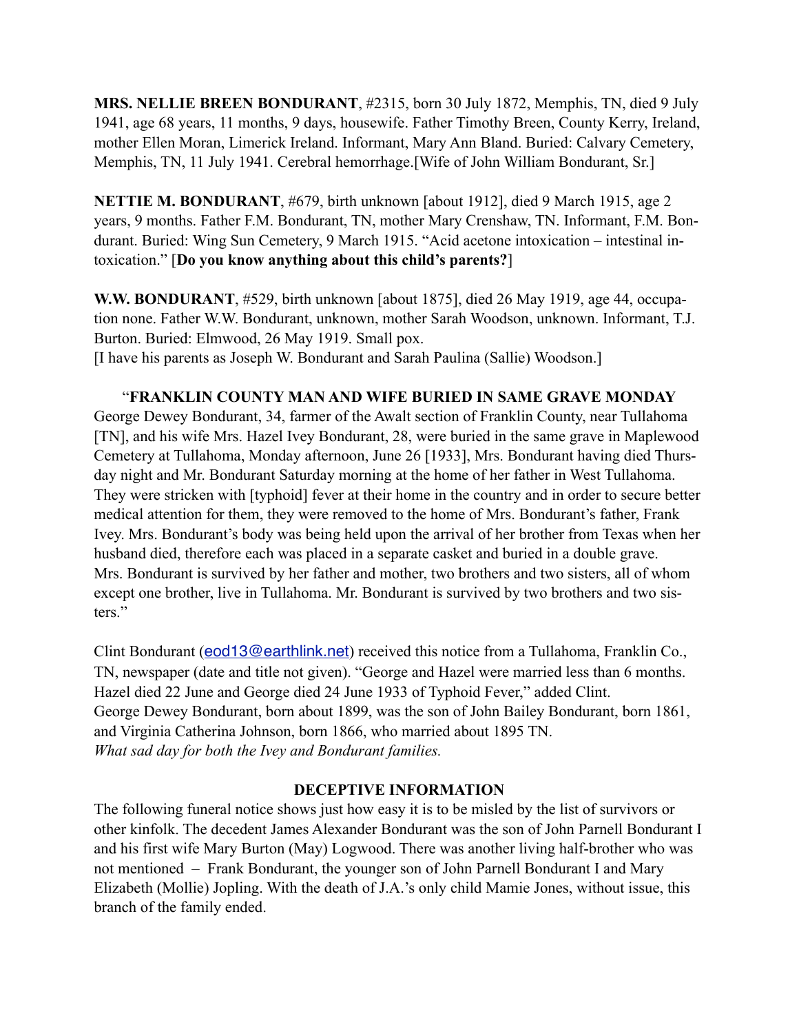**MRS. NELLIE BREEN BONDURANT**, #2315, born 30 July 1872, Memphis, TN, died 9 July 1941, age 68 years, 11 months, 9 days, housewife. Father Timothy Breen, County Kerry, Ireland, mother Ellen Moran, Limerick Ireland. Informant, Mary Ann Bland. Buried: Calvary Cemetery, Memphis, TN, 11 July 1941. Cerebral hemorrhage.[Wife of John William Bondurant, Sr.]

**NETTIE M. BONDURANT**, #679, birth unknown [about 1912], died 9 March 1915, age 2 years, 9 months. Father F.M. Bondurant, TN, mother Mary Crenshaw, TN. Informant, F.M. Bondurant. Buried: Wing Sun Cemetery, 9 March 1915. "Acid acetone intoxication – intestinal intoxication." [**Do you know anything about this child's parents?**]

**W.W. BONDURANT**, #529, birth unknown [about 1875], died 26 May 1919, age 44, occupation none. Father W.W. Bondurant, unknown, mother Sarah Woodson, unknown. Informant, T.J. Burton. Buried: Elmwood, 26 May 1919. Small pox.
[I have his parents as Joseph W. Bondurant and Sarah Paulina (Sallie) Woodson.]

"**FRANKLIN COUNTY MAN AND WIFE BURIED IN SAME GRAVE MONDAY**
George Dewey Bondurant, 34, farmer of the Awalt section of Franklin County, near Tullahoma [TN], and his wife Mrs. Hazel Ivey Bondurant, 28, were buried in the same grave in Maplewood Cemetery at Tullahoma, Monday afternoon, June 26 [1933], Mrs. Bondurant having died Thursday night and Mr. Bondurant Saturday morning at the home of her father in West Tullahoma. They were stricken with [typhoid] fever at their home in the country and in order to secure better medical attention for them, they were removed to the home of Mrs. Bondurant's father, Frank Ivey. Mrs. Bondurant's body was being held upon the arrival of her brother from Texas when her husband died, therefore each was placed in a separate casket and buried in a double grave. Mrs. Bondurant is survived by her father and mother, two brothers and two sisters, all of whom except one brother, live in Tullahoma. Mr. Bondurant is survived by two brothers and two sisters."

Clint Bondurant (eod13@earthlink.net) received this notice from a Tullahoma, Franklin Co., TN, newspaper (date and title not given). "George and Hazel were married less than 6 months. Hazel died 22 June and George died 24 June 1933 of Typhoid Fever," added Clint.
George Dewey Bondurant, born about 1899, was the son of John Bailey Bondurant, born 1861, and Virginia Catherina Johnson, born 1866, who married about 1895 TN.
*What sad day for both the Ivey and Bondurant families.*

## DECEPTIVE INFORMATION

The following funeral notice shows just how easy it is to be misled by the list of survivors or other kinfolk. The decedent James Alexander Bondurant was the son of John Parnell Bondurant I and his first wife Mary Burton (May) Logwood. There was another living half-brother who was not mentioned – Frank Bondurant, the younger son of John Parnell Bondurant I and Mary Elizabeth (Mollie) Jopling. With the death of J.A.'s only child Mamie Jones, without issue, this branch of the family ended.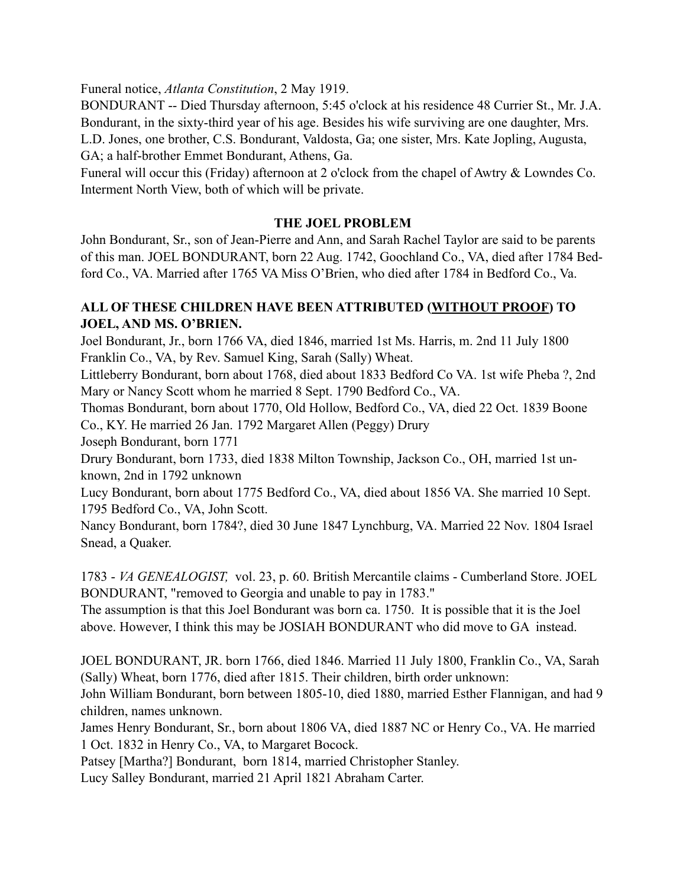Funeral notice, *Atlanta Constitution*, 2 May 1919.

BONDURANT -- Died Thursday afternoon, 5:45 o'clock at his residence 48 Currier St., Mr. J.A. Bondurant, in the sixty-third year of his age. Besides his wife surviving are one daughter, Mrs. L.D. Jones, one brother, C.S. Bondurant, Valdosta, Ga; one sister, Mrs. Kate Jopling, Augusta, GA; a half-brother Emmet Bondurant, Athens, Ga.

Funeral will occur this (Friday) afternoon at 2 o'clock from the chapel of Awtry & Lowndes Co. Interment North View, both of which will be private.

## THE JOEL PROBLEM

John Bondurant, Sr., son of Jean-Pierre and Ann, and Sarah Rachel Taylor are said to be parents of this man. JOEL BONDURANT, born 22 Aug. 1742, Goochland Co., VA, died after 1784 Bedford Co., VA. Married after 1765 VA Miss O'Brien, who died after 1784 in Bedford Co., Va.

**ALL OF THESE CHILDREN HAVE BEEN ATTRIBUTED (<u>WITHOUT PROOF</u>) TO JOEL, AND MS. O'BRIEN.**

Joel Bondurant, Jr., born 1766 VA, died 1846, married 1st Ms. Harris, m. 2nd 11 July 1800 Franklin Co., VA, by Rev. Samuel King, Sarah (Sally) Wheat.

Littleberry Bondurant, born about 1768, died about 1833 Bedford Co VA. 1st wife Pheba ?, 2nd Mary or Nancy Scott whom he married 8 Sept. 1790 Bedford Co., VA.

Thomas Bondurant, born about 1770, Old Hollow, Bedford Co., VA, died 22 Oct. 1839 Boone Co., KY. He married 26 Jan. 1792 Margaret Allen (Peggy) Drury

Joseph Bondurant, born 1771

Drury Bondurant, born 1733, died 1838 Milton Township, Jackson Co., OH, married 1st unknown, 2nd in 1792 unknown

Lucy Bondurant, born about 1775 Bedford Co., VA, died about 1856 VA. She married 10 Sept. 1795 Bedford Co., VA, John Scott.

Nancy Bondurant, born 1784?, died 30 June 1847 Lynchburg, VA. Married 22 Nov. 1804 Israel Snead, a Quaker.

1783 - *VA GENEALOGIST,* vol. 23, p. 60. British Mercantile claims - Cumberland Store. JOEL BONDURANT, "removed to Georgia and unable to pay in 1783."

The assumption is that this Joel Bondurant was born ca. 1750. It is possible that it is the Joel above. However, I think this may be JOSIAH BONDURANT who did move to GA instead.

JOEL BONDURANT, JR. born 1766, died 1846. Married 11 July 1800, Franklin Co., VA, Sarah (Sally) Wheat, born 1776, died after 1815. Their children, birth order unknown:

John William Bondurant, born between 1805-10, died 1880, married Esther Flannigan, and had 9 children, names unknown.

James Henry Bondurant, Sr., born about 1806 VA, died 1887 NC or Henry Co., VA. He married 1 Oct. 1832 in Henry Co., VA, to Margaret Bocock.

Patsey [Martha?] Bondurant, born 1814, married Christopher Stanley.

Lucy Salley Bondurant, married 21 April 1821 Abraham Carter.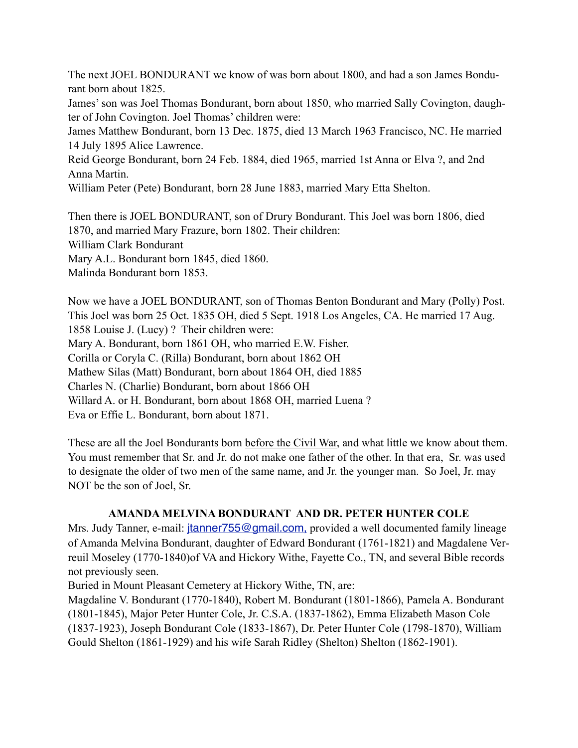The next JOEL BONDURANT we know of was born about 1800, and had a son James Bondurant born about 1825.

James' son was Joel Thomas Bondurant, born about 1850, who married Sally Covington, daughter of John Covington. Joel Thomas' children were:

James Matthew Bondurant, born 13 Dec. 1875, died 13 March 1963 Francisco, NC. He married 14 July 1895 Alice Lawrence.

Reid George Bondurant, born 24 Feb. 1884, died 1965, married 1st Anna or Elva ?, and 2nd Anna Martin.

William Peter (Pete) Bondurant, born 28 June 1883, married Mary Etta Shelton.

Then there is JOEL BONDURANT, son of Drury Bondurant. This Joel was born 1806, died 1870, and married Mary Frazure, born 1802. Their children:

William Clark Bondurant

Mary A.L. Bondurant born 1845, died 1860.

Malinda Bondurant born 1853.

Now we have a JOEL BONDURANT, son of Thomas Benton Bondurant and Mary (Polly) Post. This Joel was born 25 Oct. 1835 OH, died 5 Sept. 1918 Los Angeles, CA. He married 17 Aug. 1858 Louise J. (Lucy) ? Their children were:

Mary A. Bondurant, born 1861 OH, who married E.W. Fisher.

Corilla or Coryla C. (Rilla) Bondurant, born about 1862 OH

Mathew Silas (Matt) Bondurant, born about 1864 OH, died 1885

Charles N. (Charlie) Bondurant, born about 1866 OH

Willard A. or H. Bondurant, born about 1868 OH, married Luena ?

Eva or Effie L. Bondurant, born about 1871.

These are all the Joel Bondurants born before the Civil War, and what little we know about them. You must remember that Sr. and Jr. do not make one father of the other. In that era, Sr. was used to designate the older of two men of the same name, and Jr. the younger man. So Joel, Jr. may NOT be the son of Joel, Sr.

### AMANDA MELVINA BONDURANT AND DR. PETER HUNTER COLE

Mrs. Judy Tanner, e-mail: jtanner755@gmail.com, provided a well documented family lineage of Amanda Melvina Bondurant, daughter of Edward Bondurant (1761-1821) and Magdalene Verreuil Moseley (1770-1840)of VA and Hickory Withe, Fayette Co., TN, and several Bible records not previously seen.

Buried in Mount Pleasant Cemetery at Hickory Withe, TN, are:

Magdaline V. Bondurant (1770-1840), Robert M. Bondurant (1801-1866), Pamela A. Bondurant (1801-1845), Major Peter Hunter Cole, Jr. C.S.A. (1837-1862), Emma Elizabeth Mason Cole (1837-1923), Joseph Bondurant Cole (1833-1867), Dr. Peter Hunter Cole (1798-1870), William Gould Shelton (1861-1929) and his wife Sarah Ridley (Shelton) Shelton (1862-1901).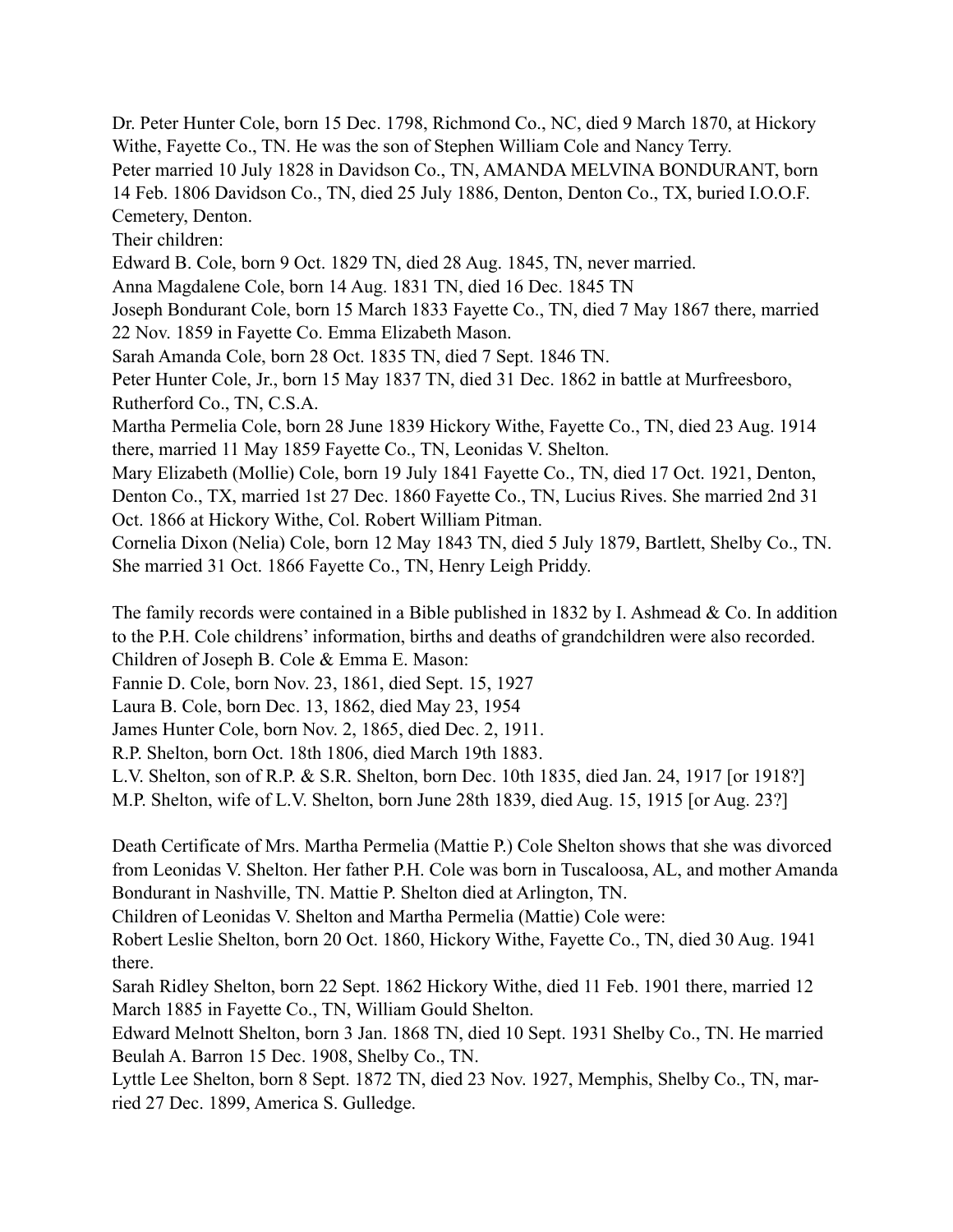Dr. Peter Hunter Cole, born 15 Dec. 1798, Richmond Co., NC, died 9 March 1870, at Hickory Withe, Fayette Co., TN. He was the son of Stephen William Cole and Nancy Terry.

Peter married 10 July 1828 in Davidson Co., TN, AMANDA MELVINA BONDURANT, born 14 Feb. 1806 Davidson Co., TN, died 25 July 1886, Denton, Denton Co., TX, buried I.O.O.F. Cemetery, Denton.

Their children:

Edward B. Cole, born 9 Oct. 1829 TN, died 28 Aug. 1845, TN, never married.

Anna Magdalene Cole, born 14 Aug. 1831 TN, died 16 Dec. 1845 TN

Joseph Bondurant Cole, born 15 March 1833 Fayette Co., TN, died 7 May 1867 there, married 22 Nov. 1859 in Fayette Co. Emma Elizabeth Mason.

Sarah Amanda Cole, born 28 Oct. 1835 TN, died 7 Sept. 1846 TN.

Peter Hunter Cole, Jr., born 15 May 1837 TN, died 31 Dec. 1862 in battle at Murfreesboro, Rutherford Co., TN, C.S.A.

Martha Permelia Cole, born 28 June 1839 Hickory Withe, Fayette Co., TN, died 23 Aug. 1914 there, married 11 May 1859 Fayette Co., TN, Leonidas V. Shelton.

Mary Elizabeth (Mollie) Cole, born 19 July 1841 Fayette Co., TN, died 17 Oct. 1921, Denton, Denton Co., TX, married 1st 27 Dec. 1860 Fayette Co., TN, Lucius Rives. She married 2nd 31 Oct. 1866 at Hickory Withe, Col. Robert William Pitman.

Cornelia Dixon (Nelia) Cole, born 12 May 1843 TN, died 5 July 1879, Bartlett, Shelby Co., TN. She married 31 Oct. 1866 Fayette Co., TN, Henry Leigh Priddy.

The family records were contained in a Bible published in 1832 by I. Ashmead & Co. In addition to the P.H. Cole childrens' information, births and deaths of grandchildren were also recorded.

Children of Joseph B. Cole & Emma E. Mason:

Fannie D. Cole, born Nov. 23, 1861, died Sept. 15, 1927

Laura B. Cole, born Dec. 13, 1862, died May 23, 1954

James Hunter Cole, born Nov. 2, 1865, died Dec. 2, 1911.

R.P. Shelton, born Oct. 18th 1806, died March 19th 1883.

L.V. Shelton, son of R.P. & S.R. Shelton, born Dec. 10th 1835, died Jan. 24, 1917 [or 1918?]

M.P. Shelton, wife of L.V. Shelton, born June 28th 1839, died Aug. 15, 1915 [or Aug. 23?]

Death Certificate of Mrs. Martha Permelia (Mattie P.) Cole Shelton shows that she was divorced from Leonidas V. Shelton. Her father P.H. Cole was born in Tuscaloosa, AL, and mother Amanda Bondurant in Nashville, TN. Mattie P. Shelton died at Arlington, TN.

Children of Leonidas V. Shelton and Martha Permelia (Mattie) Cole were:

Robert Leslie Shelton, born 20 Oct. 1860, Hickory Withe, Fayette Co., TN, died 30 Aug. 1941 there.

Sarah Ridley Shelton, born 22 Sept. 1862 Hickory Withe, died 11 Feb. 1901 there, married 12 March 1885 in Fayette Co., TN, William Gould Shelton.

Edward Melnott Shelton, born 3 Jan. 1868 TN, died 10 Sept. 1931 Shelby Co., TN. He married Beulah A. Barron 15 Dec. 1908, Shelby Co., TN.

Lyttle Lee Shelton, born 8 Sept. 1872 TN, died 23 Nov. 1927, Memphis, Shelby Co., TN, married 27 Dec. 1899, America S. Gulledge.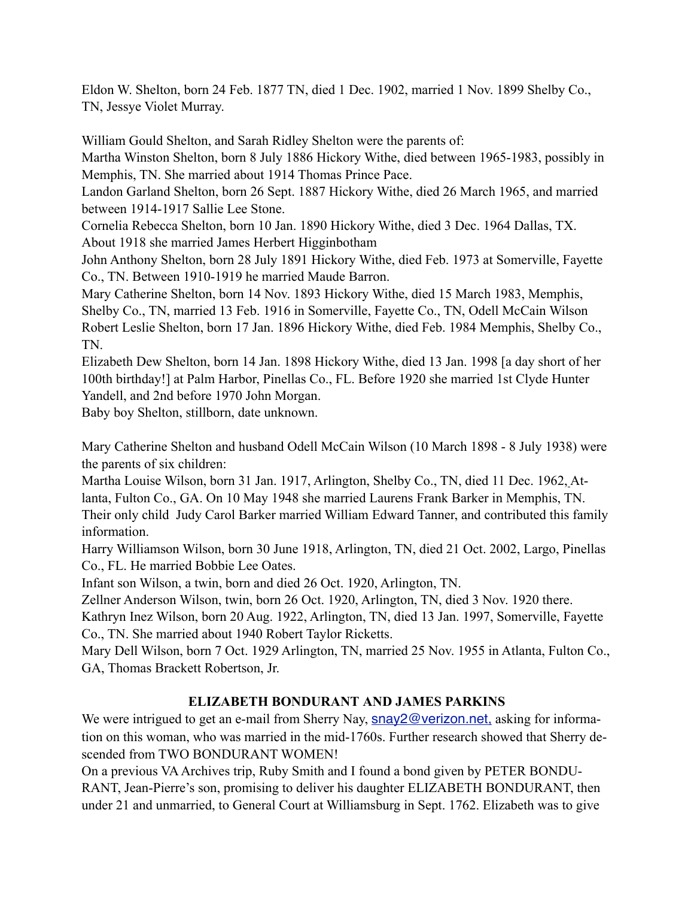Eldon W. Shelton, born 24 Feb. 1877 TN, died 1 Dec. 1902, married 1 Nov. 1899 Shelby Co., TN, Jessye Violet Murray.

William Gould Shelton, and Sarah Ridley Shelton were the parents of:
Martha Winston Shelton, born 8 July 1886 Hickory Withe, died between 1965-1983, possibly in Memphis, TN. She married about 1914 Thomas Prince Pace.
Landon Garland Shelton, born 26 Sept. 1887 Hickory Withe, died 26 March 1965, and married between 1914-1917 Sallie Lee Stone.
Cornelia Rebecca Shelton, born 10 Jan. 1890 Hickory Withe, died 3 Dec. 1964 Dallas, TX. About 1918 she married James Herbert Higginbotham
John Anthony Shelton, born 28 July 1891 Hickory Withe, died Feb. 1973 at Somerville, Fayette Co., TN. Between 1910-1919 he married Maude Barron.
Mary Catherine Shelton, born 14 Nov. 1893 Hickory Withe, died 15 March 1983, Memphis, Shelby Co., TN, married 13 Feb. 1916 in Somerville, Fayette Co., TN, Odell McCain Wilson
Robert Leslie Shelton, born 17 Jan. 1896 Hickory Withe, died Feb. 1984 Memphis, Shelby Co., TN.
Elizabeth Dew Shelton, born 14 Jan. 1898 Hickory Withe, died 13 Jan. 1998 [a day short of her 100th birthday!] at Palm Harbor, Pinellas Co., FL. Before 1920 she married 1st Clyde Hunter Yandell, and 2nd before 1970 John Morgan.
Baby boy Shelton, stillborn, date unknown.

Mary Catherine Shelton and husband Odell McCain Wilson (10 March 1898 - 8 July 1938) were the parents of six children:
Martha Louise Wilson, born 31 Jan. 1917, Arlington, Shelby Co., TN, died 11 Dec. 1962, Atlanta, Fulton Co., GA. On 10 May 1948 she married Laurens Frank Barker in Memphis, TN. Their only child Judy Carol Barker married William Edward Tanner, and contributed this family information.
Harry Williamson Wilson, born 30 June 1918, Arlington, TN, died 21 Oct. 2002, Largo, Pinellas Co., FL. He married Bobbie Lee Oates.
Infant son Wilson, a twin, born and died 26 Oct. 1920, Arlington, TN.
Zellner Anderson Wilson, twin, born 26 Oct. 1920, Arlington, TN, died 3 Nov. 1920 there.
Kathryn Inez Wilson, born 20 Aug. 1922, Arlington, TN, died 13 Jan. 1997, Somerville, Fayette Co., TN. She married about 1940 Robert Taylor Ricketts.
Mary Dell Wilson, born 7 Oct. 1929 Arlington, TN, married 25 Nov. 1955 in Atlanta, Fulton Co., GA, Thomas Brackett Robertson, Jr.

## ELIZABETH BONDURANT AND JAMES PARKINS

We were intrigued to get an e-mail from Sherry Nay, snay2@verizon.net, asking for information on this woman, who was married in the mid-1760s. Further research showed that Sherry descended from TWO BONDURANT WOMEN!
On a previous VA Archives trip, Ruby Smith and I found a bond given by PETER BONDURANT, Jean-Pierre's son, promising to deliver his daughter ELIZABETH BONDURANT, then under 21 and unmarried, to General Court at Williamsburg in Sept. 1762. Elizabeth was to give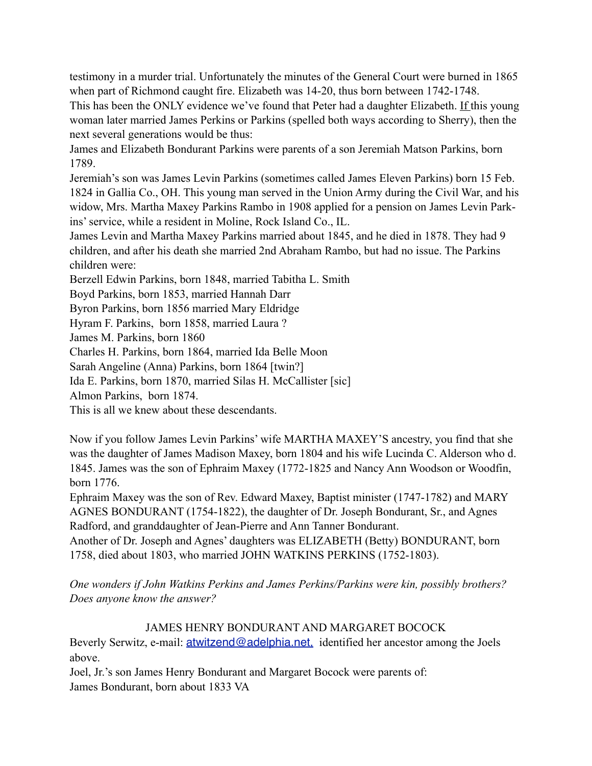testimony in a murder trial. Unfortunately the minutes of the General Court were burned in 1865 when part of Richmond caught fire. Elizabeth was 14-20, thus born between 1742-1748.

This has been the ONLY evidence we've found that Peter had a daughter Elizabeth. If this young woman later married James Perkins or Parkins (spelled both ways according to Sherry), then the next several generations would be thus:

James and Elizabeth Bondurant Parkins were parents of a son Jeremiah Matson Parkins, born 1789.

Jeremiah's son was James Levin Parkins (sometimes called James Eleven Parkins) born 15 Feb. 1824 in Gallia Co., OH. This young man served in the Union Army during the Civil War, and his widow, Mrs. Martha Maxey Parkins Rambo in 1908 applied for a pension on James Levin Parkins' service, while a resident in Moline, Rock Island Co., IL.

James Levin and Martha Maxey Parkins married about 1845, and he died in 1878. They had 9 children, and after his death she married 2nd Abraham Rambo, but had no issue. The Parkins children were:

Berzell Edwin Parkins, born 1848, married Tabitha L. Smith
Boyd Parkins, born 1853, married Hannah Darr
Byron Parkins, born 1856 married Mary Eldridge
Hyram F. Parkins, born 1858, married Laura ?
James M. Parkins, born 1860
Charles H. Parkins, born 1864, married Ida Belle Moon
Sarah Angeline (Anna) Parkins, born 1864 [twin?]
Ida E. Parkins, born 1870, married Silas H. McCallister [sic]
Almon Parkins, born 1874.

This is all we knew about these descendants.

Now if you follow James Levin Parkins' wife MARTHA MAXEY'S ancestry, you find that she was the daughter of James Madison Maxey, born 1804 and his wife Lucinda C. Alderson who d. 1845. James was the son of Ephraim Maxey (1772-1825 and Nancy Ann Woodson or Woodfin, born 1776.

Ephraim Maxey was the son of Rev. Edward Maxey, Baptist minister (1747-1782) and MARY AGNES BONDURANT (1754-1822), the daughter of Dr. Joseph Bondurant, Sr., and Agnes Radford, and granddaughter of Jean-Pierre and Ann Tanner Bondurant.

Another of Dr. Joseph and Agnes' daughters was ELIZABETH (Betty) BONDURANT, born 1758, died about 1803, who married JOHN WATKINS PERKINS (1752-1803).

*One wonders if John Watkins Perkins and James Perkins/Parkins were kin, possibly brothers? Does anyone know the answer?*

## JAMES HENRY BONDURANT AND MARGARET BOCOCK

Beverly Serwitz, e-mail: atwitzend@adelphia.net, identified her ancestor among the Joels above.

Joel, Jr.'s son James Henry Bondurant and Margaret Bocock were parents of:

James Bondurant, born about 1833 VA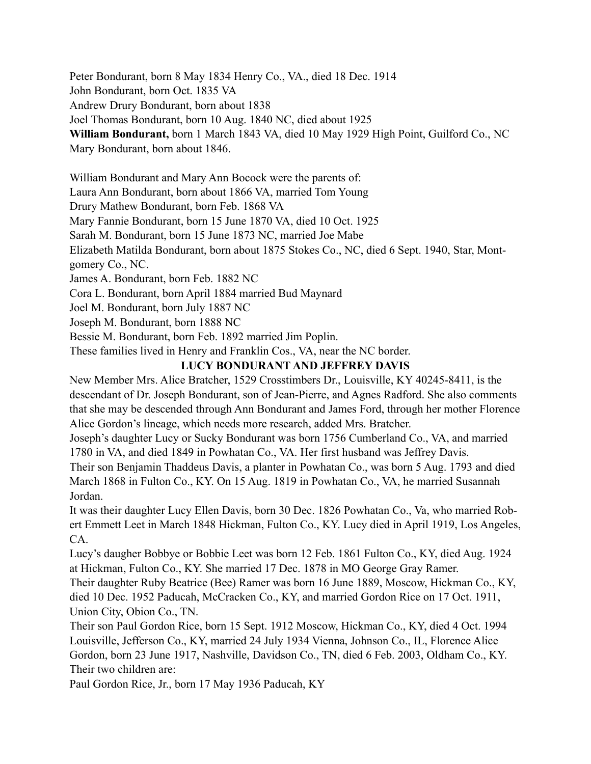Peter Bondurant, born 8 May 1834 Henry Co., VA., died 18 Dec. 1914
John Bondurant, born Oct. 1835 VA
Andrew Drury Bondurant, born about 1838
Joel Thomas Bondurant, born 10 Aug. 1840 NC, died about 1925
**William Bondurant,** born 1 March 1843 VA, died 10 May 1929 High Point, Guilford Co., NC
Mary Bondurant, born about 1846.

William Bondurant and Mary Ann Bocock were the parents of:
Laura Ann Bondurant, born about 1866 VA, married Tom Young
Drury Mathew Bondurant, born Feb. 1868 VA
Mary Fannie Bondurant, born 15 June 1870 VA, died 10 Oct. 1925
Sarah M. Bondurant, born 15 June 1873 NC, married Joe Mabe
Elizabeth Matilda Bondurant, born about 1875 Stokes Co., NC, died 6 Sept. 1940, Star, Montgomery Co., NC.
James A. Bondurant, born Feb. 1882 NC
Cora L. Bondurant, born April 1884 married Bud Maynard
Joel M. Bondurant, born July 1887 NC
Joseph M. Bondurant, born 1888 NC
Bessie M. Bondurant, born Feb. 1892 married Jim Poplin.
These families lived in Henry and Franklin Cos., VA, near the NC border.

## LUCY BONDURANT AND JEFFREY DAVIS

New Member Mrs. Alice Bratcher, 1529 Crosstimbers Dr., Louisville, KY 40245-8411, is the descendant of Dr. Joseph Bondurant, son of Jean-Pierre, and Agnes Radford. She also comments that she may be descended through Ann Bondurant and James Ford, through her mother Florence Alice Gordon's lineage, which needs more research, added Mrs. Bratcher.

Joseph's daughter Lucy or Sucky Bondurant was born 1756 Cumberland Co., VA, and married 1780 in VA, and died 1849 in Powhatan Co., VA. Her first husband was Jeffrey Davis.

Their son Benjamin Thaddeus Davis, a planter in Powhatan Co., was born 5 Aug. 1793 and died March 1868 in Fulton Co., KY. On 15 Aug. 1819 in Powhatan Co., VA, he married Susannah Jordan.

It was their daughter Lucy Ellen Davis, born 30 Dec. 1826 Powhatan Co., Va, who married Robert Emmett Leet in March 1848 Hickman, Fulton Co., KY. Lucy died in April 1919, Los Angeles, CA.

Lucy's daugher Bobbye or Bobbie Leet was born 12 Feb. 1861 Fulton Co., KY, died Aug. 1924 at Hickman, Fulton Co., KY. She married 17 Dec. 1878 in MO George Gray Ramer.

Their daughter Ruby Beatrice (Bee) Ramer was born 16 June 1889, Moscow, Hickman Co., KY, died 10 Dec. 1952 Paducah, McCracken Co., KY, and married Gordon Rice on 17 Oct. 1911, Union City, Obion Co., TN.

Their son Paul Gordon Rice, born 15 Sept. 1912 Moscow, Hickman Co., KY, died 4 Oct. 1994 Louisville, Jefferson Co., KY, married 24 July 1934 Vienna, Johnson Co., IL, Florence Alice Gordon, born 23 June 1917, Nashville, Davidson Co., TN, died 6 Feb. 2003, Oldham Co., KY.

Their two children are:
Paul Gordon Rice, Jr., born 17 May 1936 Paducah, KY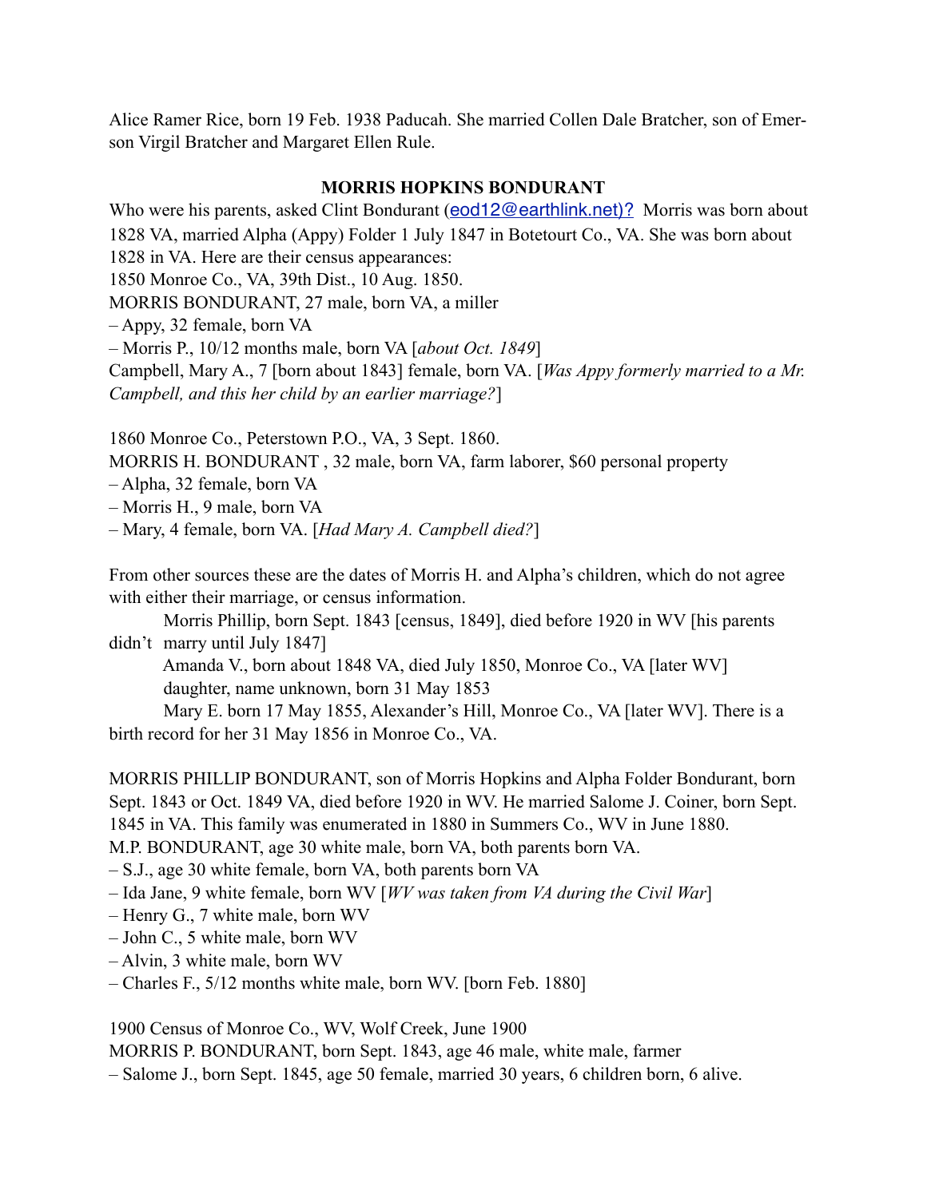Alice Ramer Rice, born 19 Feb. 1938 Paducah. She married Collen Dale Bratcher, son of Emerson Virgil Bratcher and Margaret Ellen Rule.

### MORRIS HOPKINS BONDURANT

Who were his parents, asked Clint Bondurant (eod12@earthlink.net)? Morris was born about 1828 VA, married Alpha (Appy) Folder 1 July 1847 in Botetourt Co., VA. She was born about 1828 in VA. Here are their census appearances:

1850 Monroe Co., VA, 39th Dist., 10 Aug. 1850.
MORRIS BONDURANT, 27 male, born VA, a miller
– Appy, 32 female, born VA
– Morris P., 10/12 months male, born VA [*about Oct. 1849*]
Campbell, Mary A., 7 [born about 1843] female, born VA. [*Was Appy formerly married to a Mr. Campbell, and this her child by an earlier marriage?*]

1860 Monroe Co., Peterstown P.O., VA, 3 Sept. 1860.
MORRIS H. BONDURANT , 32 male, born VA, farm laborer, $60 personal property
– Alpha, 32 female, born VA
– Morris H., 9 male, born VA
– Mary, 4 female, born VA. [*Had Mary A. Campbell died?*]

From other sources these are the dates of Morris H. and Alpha's children, which do not agree with either their marriage, or census information.

Morris Phillip, born Sept. 1843 [census, 1849], died before 1920 in WV [his parents didn't marry until July 1847]
Amanda V., born about 1848 VA, died July 1850, Monroe Co., VA [later WV]
daughter, name unknown, born 31 May 1853
Mary E. born 17 May 1855, Alexander's Hill, Monroe Co., VA [later WV]. There is a birth record for her 31 May 1856 in Monroe Co., VA.

MORRIS PHILLIP BONDURANT, son of Morris Hopkins and Alpha Folder Bondurant, born Sept. 1843 or Oct. 1849 VA, died before 1920 in WV. He married Salome J. Coiner, born Sept. 1845 in VA. This family was enumerated in 1880 in Summers Co., WV in June 1880.
M.P. BONDURANT, age 30 white male, born VA, both parents born VA.
– S.J., age 30 white female, born VA, both parents born VA
– Ida Jane, 9 white female, born WV [*WV was taken from VA during the Civil War*]
– Henry G., 7 white male, born WV
– John C., 5 white male, born WV
– Alvin, 3 white male, born WV
– Charles F., 5/12 months white male, born WV. [born Feb. 1880]

1900 Census of Monroe Co., WV, Wolf Creek, June 1900
MORRIS P. BONDURANT, born Sept. 1843, age 46 male, white male, farmer
– Salome J., born Sept. 1845, age 50 female, married 30 years, 6 children born, 6 alive.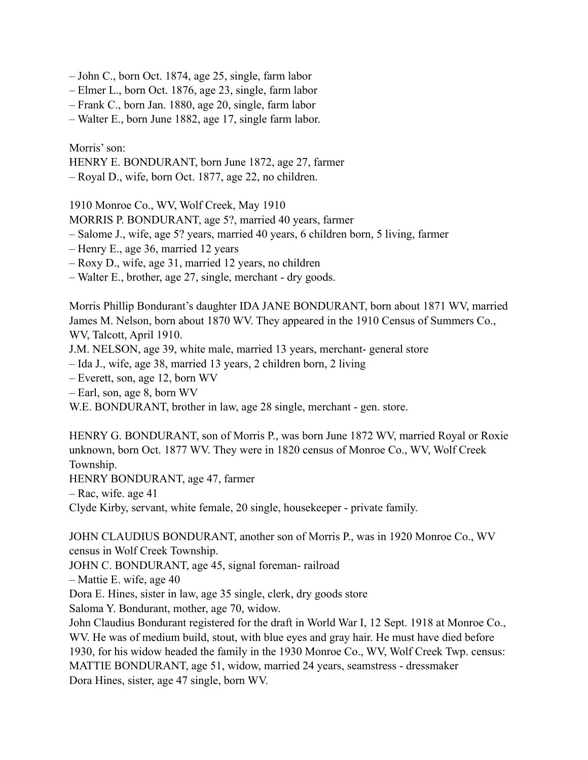– John C., born Oct. 1874, age 25, single, farm labor
– Elmer L., born Oct. 1876, age 23, single, farm labor
– Frank C., born Jan. 1880, age 20, single, farm labor
– Walter E., born June 1882, age 17, single farm labor.

Morris' son:
HENRY E. BONDURANT, born June 1872, age 27, farmer
– Royal D., wife, born Oct. 1877, age 22, no children.

1910 Monroe Co., WV, Wolf Creek, May 1910
MORRIS P. BONDURANT, age 5?, married 40 years, farmer
– Salome J., wife, age 5? years, married 40 years, 6 children born, 5 living, farmer
– Henry E., age 36, married 12 years
– Roxy D., wife, age 31, married 12 years, no children
– Walter E., brother, age 27, single, merchant - dry goods.

Morris Phillip Bondurant's daughter IDA JANE BONDURANT, born about 1871 WV, married James M. Nelson, born about 1870 WV. They appeared in the 1910 Census of Summers Co., WV, Talcott, April 1910.
J.M. NELSON, age 39, white male, married 13 years, merchant- general store
– Ida J., wife, age 38, married 13 years, 2 children born, 2 living
– Everett, son, age 12, born WV
– Earl, son, age 8, born WV
W.E. BONDURANT, brother in law, age 28 single, merchant - gen. store.

HENRY G. BONDURANT, son of Morris P., was born June 1872 WV, married Royal or Roxie unknown, born Oct. 1877 WV. They were in 1820 census of Monroe Co., WV, Wolf Creek Township.
HENRY BONDURANT, age 47, farmer
– Rac, wife. age 41
Clyde Kirby, servant, white female, 20 single, housekeeper - private family.

JOHN CLAUDIUS BONDURANT, another son of Morris P., was in 1920 Monroe Co., WV census in Wolf Creek Township.
JOHN C. BONDURANT, age 45, signal foreman- railroad
– Mattie E. wife, age 40
Dora E. Hines, sister in law, age 35 single, clerk, dry goods store
Saloma Y. Bondurant, mother, age 70, widow.
John Claudius Bondurant registered for the draft in World War I, 12 Sept. 1918 at Monroe Co., WV. He was of medium build, stout, with blue eyes and gray hair. He must have died before 1930, for his widow headed the family in the 1930 Monroe Co., WV, Wolf Creek Twp. census:
MATTIE BONDURANT, age 51, widow, married 24 years, seamstress - dressmaker
Dora Hines, sister, age 47 single, born WV.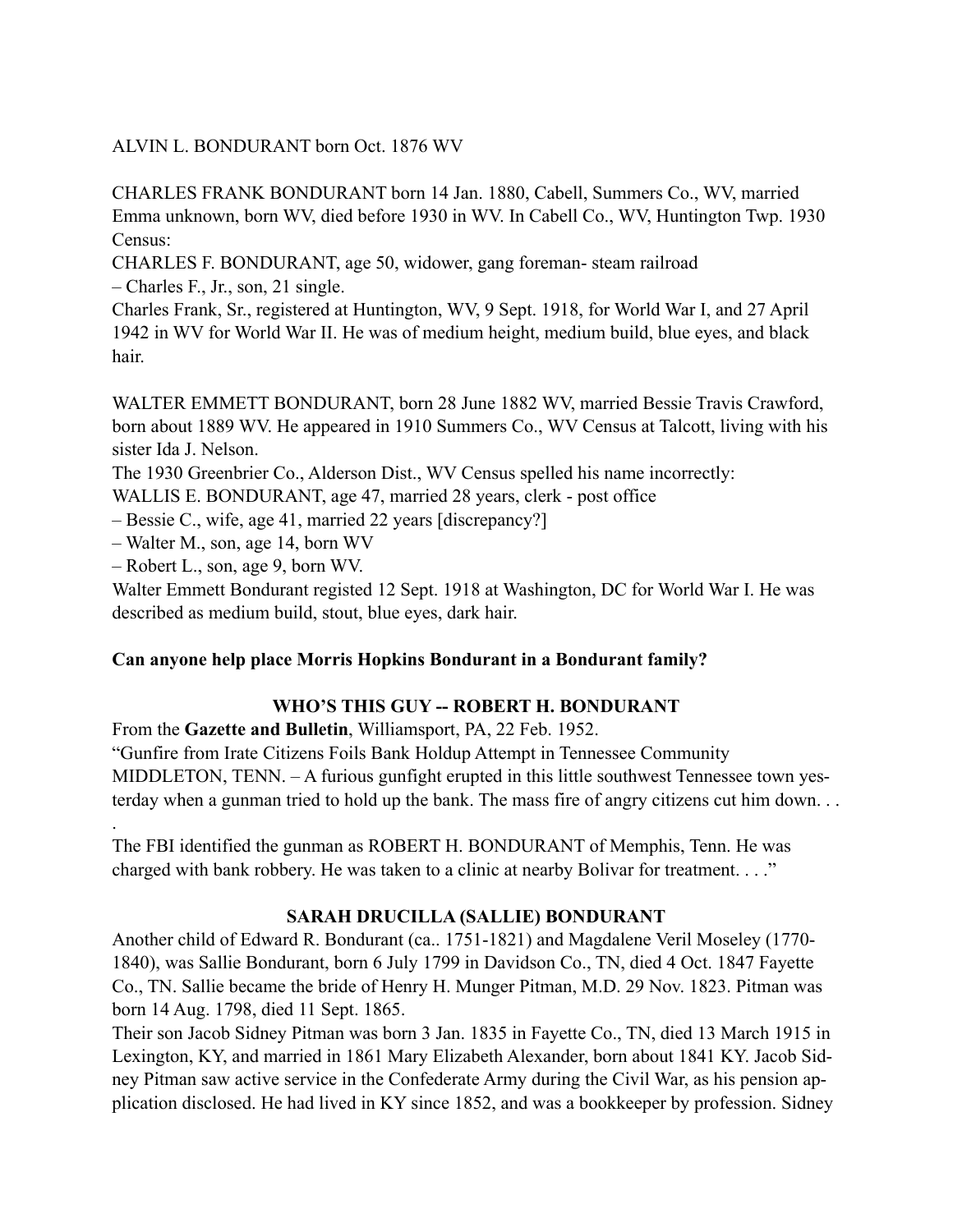ALVIN L. BONDURANT born Oct. 1876 WV

CHARLES FRANK BONDURANT born 14 Jan. 1880, Cabell, Summers Co., WV, married Emma unknown, born WV, died before 1930 in WV. In Cabell Co., WV, Huntington Twp. 1930 Census:

CHARLES F. BONDURANT, age 50, widower, gang foreman- steam railroad

– Charles F., Jr., son, 21 single.

Charles Frank, Sr., registered at Huntington, WV, 9 Sept. 1918, for World War I, and 27 April 1942 in WV for World War II. He was of medium height, medium build, blue eyes, and black hair.

WALTER EMMETT BONDURANT, born 28 June 1882 WV, married Bessie Travis Crawford, born about 1889 WV. He appeared in 1910 Summers Co., WV Census at Talcott, living with his sister Ida J. Nelson.

The 1930 Greenbrier Co., Alderson Dist., WV Census spelled his name incorrectly:

WALLIS E. BONDURANT, age 47, married 28 years, clerk - post office

– Bessie C., wife, age 41, married 22 years [discrepancy?]

– Walter M., son, age 14, born WV

– Robert L., son, age 9, born WV.

Walter Emmett Bondurant registed 12 Sept. 1918 at Washington, DC for World War I. He was described as medium build, stout, blue eyes, dark hair.

**Can anyone help place Morris Hopkins Bondurant in a Bondurant family?**

## WHO'S THIS GUY -- ROBERT H. BONDURANT

From the **Gazette and Bulletin**, Williamsport, PA, 22 Feb. 1952.

"Gunfire from Irate Citizens Foils Bank Holdup Attempt in Tennessee Community MIDDLETON, TENN. – A furious gunfight erupted in this little southwest Tennessee town yesterday when a gunman tried to hold up the bank. The mass fire of angry citizens cut him down. . . .

The FBI identified the gunman as ROBERT H. BONDURANT of Memphis, Tenn. He was charged with bank robbery. He was taken to a clinic at nearby Bolivar for treatment. . . ."

## SARAH DRUCILLA (SALLIE) BONDURANT

Another child of Edward R. Bondurant (ca.. 1751-1821) and Magdalene Veril Moseley (1770-1840), was Sallie Bondurant, born 6 July 1799 in Davidson Co., TN, died 4 Oct. 1847 Fayette Co., TN. Sallie became the bride of Henry H. Munger Pitman, M.D. 29 Nov. 1823. Pitman was born 14 Aug. 1798, died 11 Sept. 1865.

Their son Jacob Sidney Pitman was born 3 Jan. 1835 in Fayette Co., TN, died 13 March 1915 in Lexington, KY, and married in 1861 Mary Elizabeth Alexander, born about 1841 KY. Jacob Sidney Pitman saw active service in the Confederate Army during the Civil War, as his pension application disclosed. He had lived in KY since 1852, and was a bookkeeper by profession. Sidney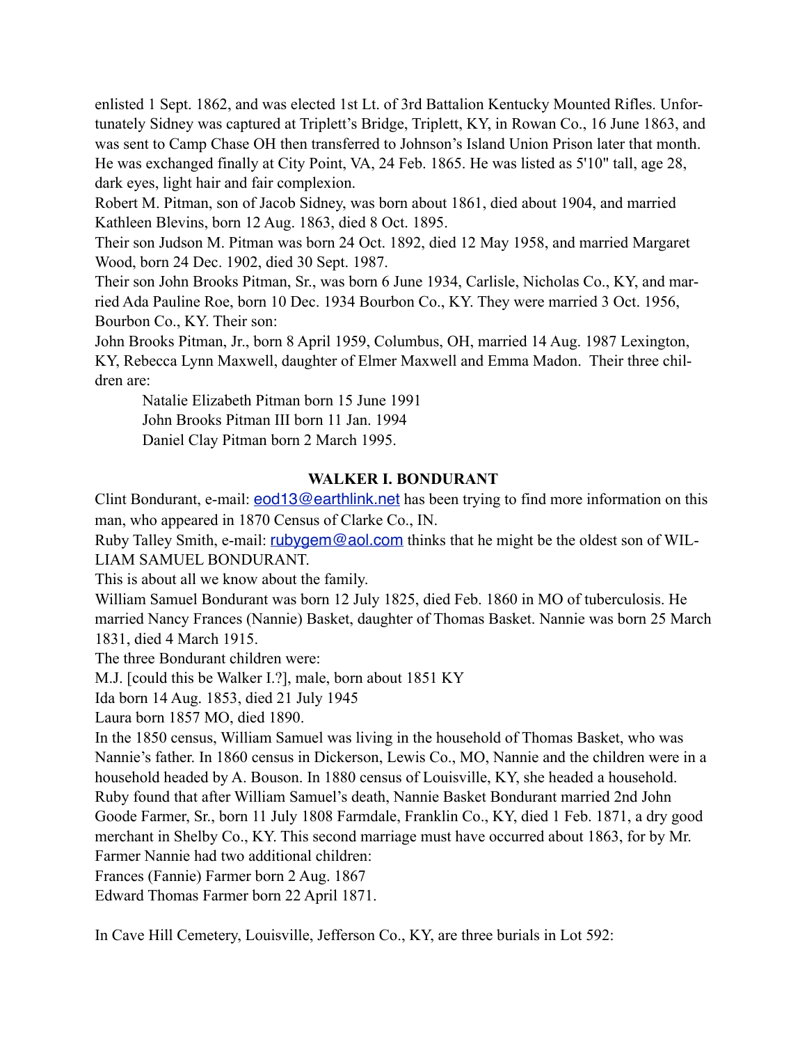enlisted 1 Sept. 1862, and was elected 1st Lt. of 3rd Battalion Kentucky Mounted Rifles. Unfortunately Sidney was captured at Triplett's Bridge, Triplett, KY, in Rowan Co., 16 June 1863, and was sent to Camp Chase OH then transferred to Johnson's Island Union Prison later that month. He was exchanged finally at City Point, VA, 24 Feb. 1865. He was listed as 5'10" tall, age 28, dark eyes, light hair and fair complexion.

Robert M. Pitman, son of Jacob Sidney, was born about 1861, died about 1904, and married Kathleen Blevins, born 12 Aug. 1863, died 8 Oct. 1895.

Their son Judson M. Pitman was born 24 Oct. 1892, died 12 May 1958, and married Margaret Wood, born 24 Dec. 1902, died 30 Sept. 1987.

Their son John Brooks Pitman, Sr., was born 6 June 1934, Carlisle, Nicholas Co., KY, and married Ada Pauline Roe, born 10 Dec. 1934 Bourbon Co., KY. They were married 3 Oct. 1956, Bourbon Co., KY. Their son:

John Brooks Pitman, Jr., born 8 April 1959, Columbus, OH, married 14 Aug. 1987 Lexington, KY, Rebecca Lynn Maxwell, daughter of Elmer Maxwell and Emma Madon. Their three children are:

Natalie Elizabeth Pitman born 15 June 1991
John Brooks Pitman III born 11 Jan. 1994
Daniel Clay Pitman born 2 March 1995.

## WALKER I. BONDURANT

Clint Bondurant, e-mail: eod13@earthlink.net has been trying to find more information on this man, who appeared in 1870 Census of Clarke Co., IN.

Ruby Talley Smith, e-mail: rubygem@aol.com thinks that he might be the oldest son of WILLIAM SAMUEL BONDURANT.

This is about all we know about the family.

William Samuel Bondurant was born 12 July 1825, died Feb. 1860 in MO of tuberculosis. He married Nancy Frances (Nannie) Basket, daughter of Thomas Basket. Nannie was born 25 March 1831, died 4 March 1915.

The three Bondurant children were:

M.J. [could this be Walker I.?], male, born about 1851 KY
Ida born 14 Aug. 1853, died 21 July 1945
Laura born 1857 MO, died 1890.

In the 1850 census, William Samuel was living in the household of Thomas Basket, who was Nannie's father. In 1860 census in Dickerson, Lewis Co., MO, Nannie and the children were in a household headed by A. Bouson. In 1880 census of Louisville, KY, she headed a household.

Ruby found that after William Samuel's death, Nannie Basket Bondurant married 2nd John Goode Farmer, Sr., born 11 July 1808 Farmdale, Franklin Co., KY, died 1 Feb. 1871, a dry good merchant in Shelby Co., KY. This second marriage must have occurred about 1863, for by Mr. Farmer Nannie had two additional children:

Frances (Fannie) Farmer born 2 Aug. 1867
Edward Thomas Farmer born 22 April 1871.

In Cave Hill Cemetery, Louisville, Jefferson Co., KY, are three burials in Lot 592: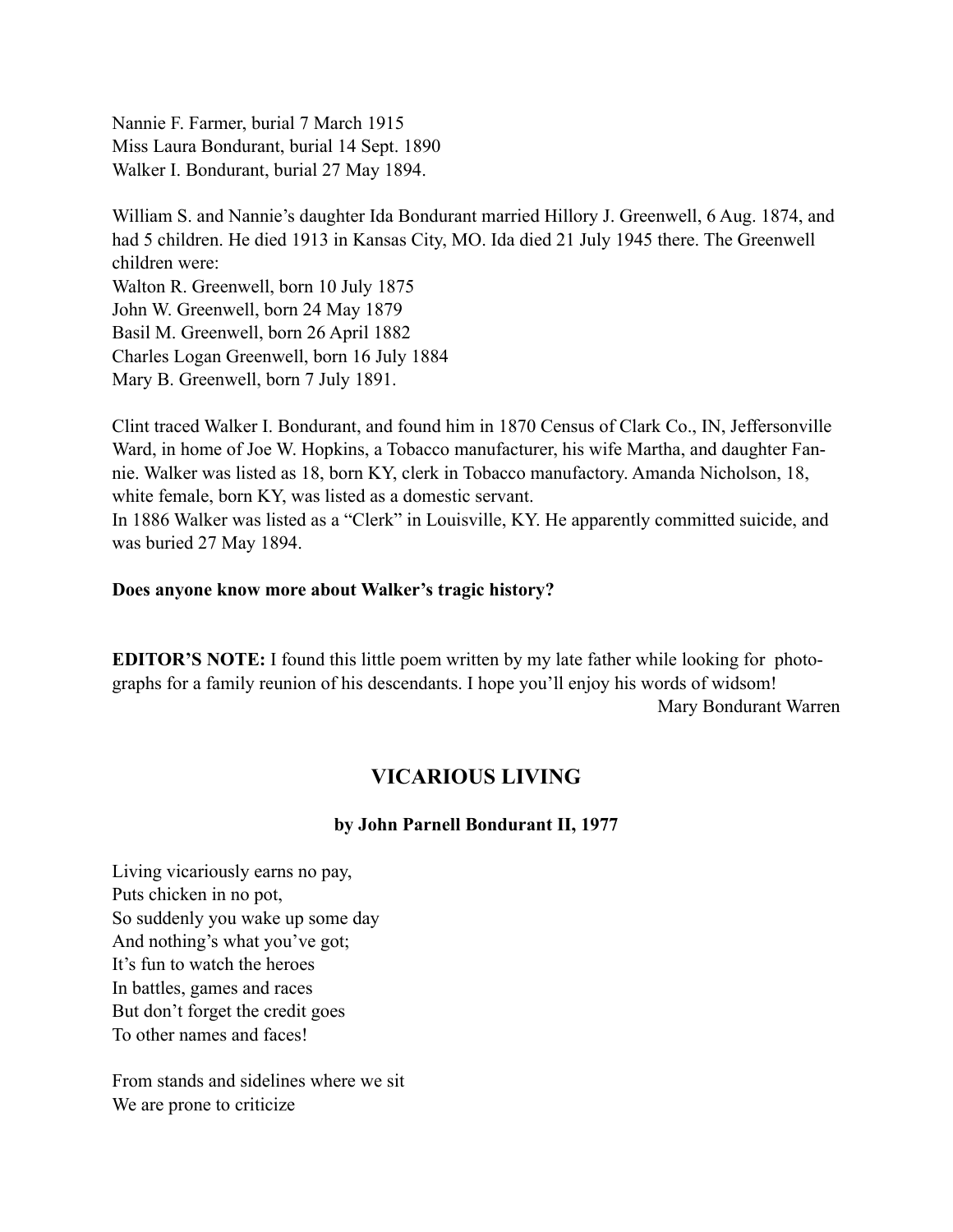Nannie F. Farmer, burial 7 March 1915
Miss Laura Bondurant, burial 14 Sept. 1890
Walker I. Bondurant, burial 27 May 1894.

William S. and Nannie's daughter Ida Bondurant married Hillory J. Greenwell, 6 Aug. 1874, and had 5 children. He died 1913 in Kansas City, MO. Ida died 21 July 1945 there. The Greenwell children were:
Walton R. Greenwell, born 10 July 1875
John W. Greenwell, born 24 May 1879
Basil M. Greenwell, born 26 April 1882
Charles Logan Greenwell, born 16 July 1884
Mary B. Greenwell, born 7 July 1891.

Clint traced Walker I. Bondurant, and found him in 1870 Census of Clark Co., IN, Jeffersonville Ward, in home of Joe W. Hopkins, a Tobacco manufacturer, his wife Martha, and daughter Fannie. Walker was listed as 18, born KY, clerk in Tobacco manufactory. Amanda Nicholson, 18, white female, born KY, was listed as a domestic servant.
In 1886 Walker was listed as a "Clerk" in Louisville, KY. He apparently committed suicide, and was buried 27 May 1894.

**Does anyone know more about Walker's tragic history?**

**EDITOR'S NOTE:** I found this little poem written by my late father while looking for photographs for a family reunion of his descendants. I hope you'll enjoy his words of widsom!

Mary Bondurant Warren

## VICARIOUS LIVING

### by John Parnell Bondurant II, 1977

Living vicariously earns no pay,
Puts chicken in no pot,
So suddenly you wake up some day
And nothing's what you've got;
It's fun to watch the heroes
In battles, games and races
But don't forget the credit goes
To other names and faces!

From stands and sidelines where we sit
We are prone to criticize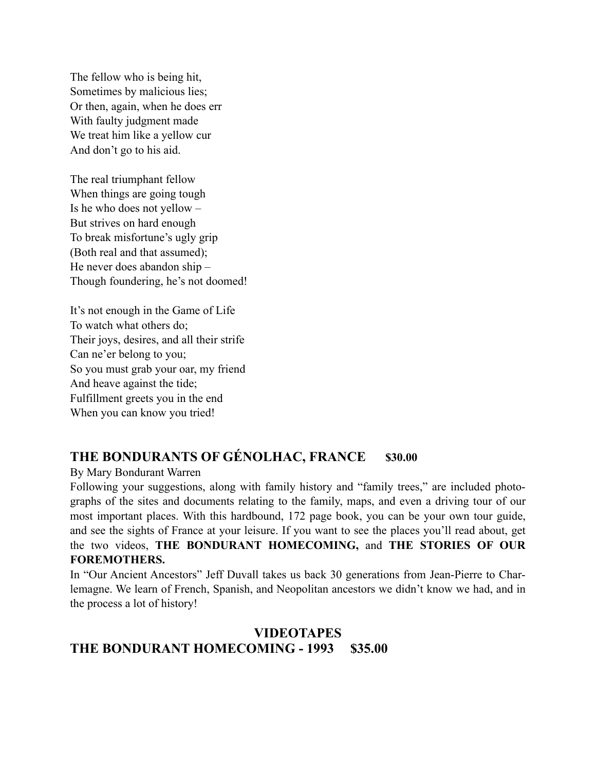The fellow who is being hit,  
Sometimes by malicious lies;  
Or then, again, when he does err  
With faulty judgment made  
We treat him like a yellow cur  
And don't go to his aid.

The real triumphant fellow  
When things are going tough  
Is he who does not yellow –  
But strives on hard enough  
To break misfortune's ugly grip  
(Both real and that assumed);  
He never does abandon ship –  
Though foundering, he's not doomed!

It's not enough in the Game of Life  
To watch what others do;  
Their joys, desires, and all their strife  
Can ne'er belong to you;  
So you must grab your oar, my friend  
And heave against the tide;  
Fulfillment greets you in the end  
When you can know you tried!

## THE BONDURANTS OF GÉNOLHAC, FRANCE **$30.00**

By Mary Bondurant Warren

Following your suggestions, along with family history and "family trees," are included photographs of the sites and documents relating to the family, maps, and even a driving tour of our most important places. With this hardbound, 172 page book, you can be your own tour guide, and see the sights of France at your leisure. If you want to see the places you'll read about, get the two videos, **THE BONDURANT HOMECOMING,** and **THE STORIES OF OUR FOREMOTHERS.**

In "Our Ancient Ancestors" Jeff Duvall takes us back 30 generations from Jean-Pierre to Charlemagne. We learn of French, Spanish, and Neopolitan ancestors we didn't know we had, and in the process a lot of history!

## VIDEOTAPES

## THE BONDURANT HOMECOMING - 1993 $35.00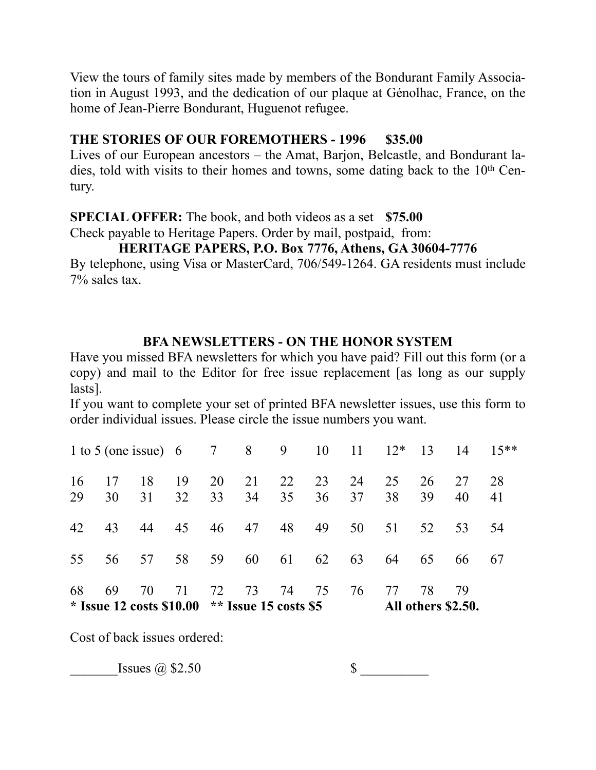View the tours of family sites made by members of the Bondurant Family Association in August 1993, and the dedication of our plaque at Génolhac, France, on the home of Jean-Pierre Bondurant, Huguenot refugee.

**THE STORIES OF OUR FOREMOTHERS - 1996 $35.00**
Lives of our European ancestors – the Amat, Barjon, Belcastle, and Bondurant ladies, told with visits to their homes and towns, some dating back to the 10th Century.

**SPECIAL OFFER:** The book, and both videos as a set **$75.00**
Check payable to Heritage Papers. Order by mail, postpaid, from:

**HERITAGE PAPERS, P.O. Box 7776, Athens, GA 30604-7776**

By telephone, using Visa or MasterCard, 706/549-1264. GA residents must include 7% sales tax.

**BFA NEWSLETTERS - ON THE HONOR SYSTEM**

Have you missed BFA newsletters for which you have paid? Fill out this form (or a copy) and mail to the Editor for free issue replacement [as long as our supply lasts].

If you want to complete your set of printed BFA newsletter issues, use this form to order individual issues. Please circle the issue numbers you want.

1 to 5 (one issue) 6 7 8 9 10 11 12* 13 14 15**

16 17 18 19 20 21 22 23 24 25 26 27 28
29 30 31 32 33 34 35 36 37 38 39 40 41

42 43 44 45 46 47 48 49 50 51 52 53 54

55 56 57 58 59 60 61 62 63 64 65 66 67

68 69 70 71 72 73 74 75 76 77 78 79

**\* Issue 12 costs $10.00 \*\* Issue 15 costs $5 All others $2.50.**

Cost of back issues ordered:

_______Issues @ $2.50 $ __________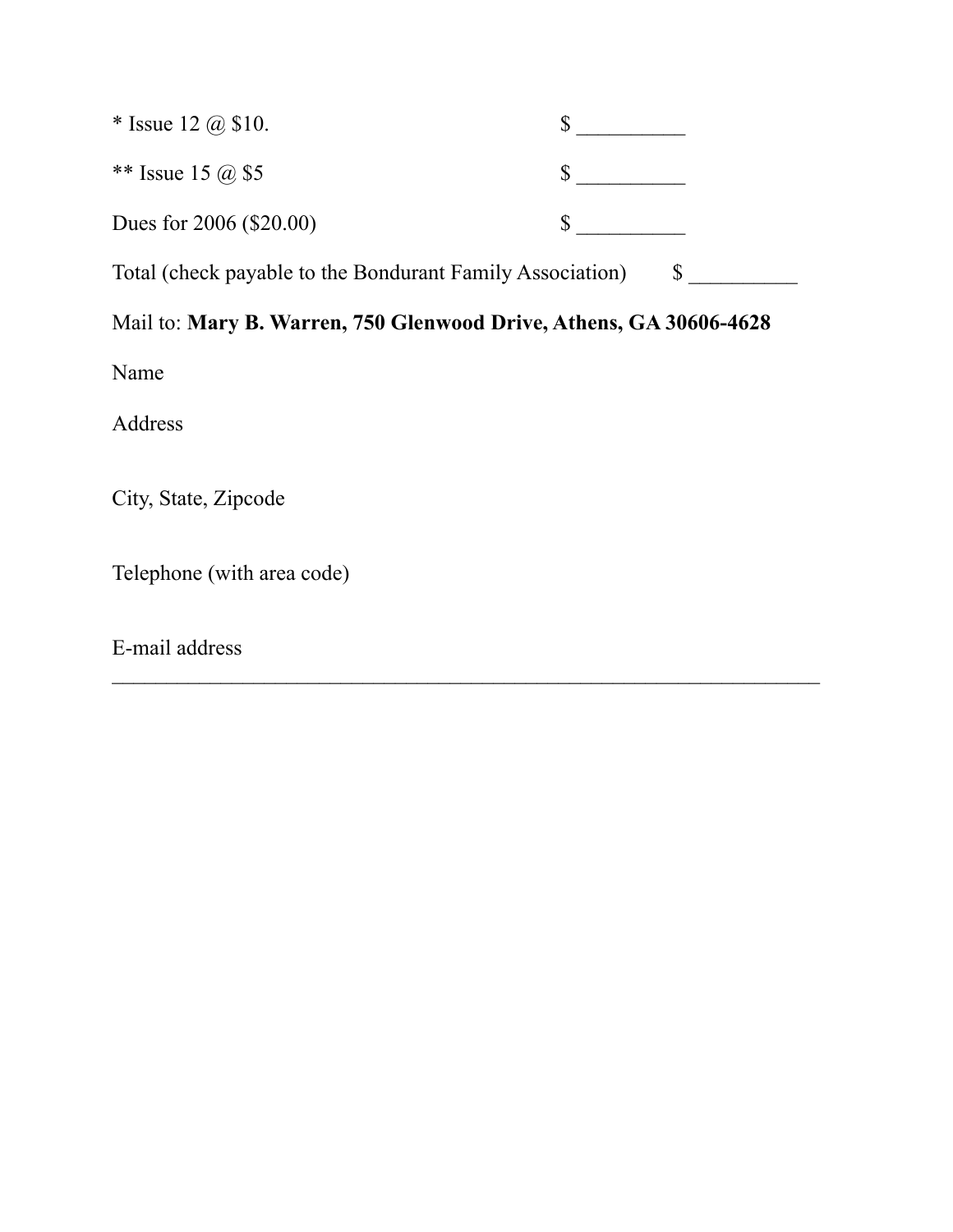* Issue 12 @ $10. $ __________

** Issue 15 @ $5 $ __________

Dues for 2006 ($20.00) $ __________

Total (check payable to the Bondurant Family Association) $ __________

Mail to: **Mary B. Warren, 750 Glenwood Drive, Athens, GA 30606-4628**

Name

Address

City, State, Zipcode

Telephone (with area code)

E-mail address

---